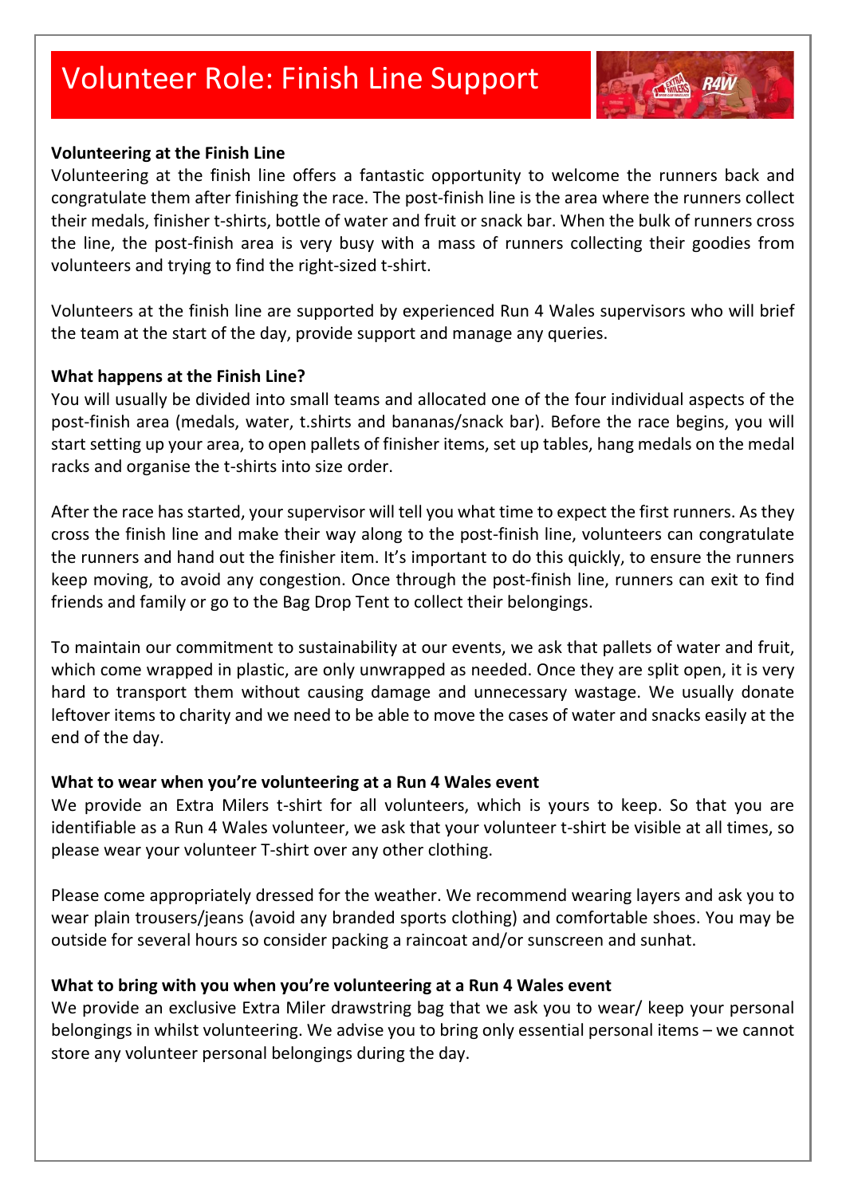# Volunteer Role: Finish Line Support

**Volunteering at the Finish Line**

Volunteering at the finish line offers a fantastic opportunity to welcome the runners back and congratulate them after finishing the race. The post-finish line is the area where the runners collect their medals, finisher t-shirts, bottle of water and fruit or snack bar. When the bulk of runners cross the line, the post-finish area is very busy with a mass of runners collecting their goodies from volunteers and trying to find the right-sized t-shirt.

Volunteers at the finish line are supported by experienced Run 4 Wales supervisors who will brief the team at the start of the day, provide support and manage any queries.

**What happens at the Finish Line?**

You will usually be divided into small teams and allocated one of the four individual aspects of the post-finish area (medals, water, t.shirts and bananas/snack bar). Before the race begins, you will start setting up your area, to open pallets of finisher items, set up tables, hang medals on the medal racks and organise the t-shirts into size order.

After the race has started, your supervisor will tell you what time to expect the first runners. As they cross the finish line and make their way along to the post-finish line, volunteers can congratulate the runners and hand out the finisher item. It's important to do this quickly, to ensure the runners keep moving, to avoid any congestion. Once through the post-finish line, runners can exit to find friends and family or go to the Bag Drop Tent to collect their belongings.

To maintain our commitment to sustainability at our events, we ask that pallets of water and fruit, which come wrapped in plastic, are only unwrapped as needed. Once they are split open, it is very hard to transport them without causing damage and unnecessary wastage. We usually donate leftover items to charity and we need to be able to move the cases of water and snacks easily at the end of the day.

**What to wear when you're volunteering at a Run 4 Wales event**

We provide an Extra Milers t-shirt for all volunteers, which is yours to keep. So that you are identifiable as a Run 4 Wales volunteer, we ask that your volunteer t-shirt be visible at all times, so please wear your volunteer T-shirt over any other clothing.

Please come appropriately dressed for the weather. We recommend wearing layers and ask you to wear plain trousers/jeans (avoid any branded sports clothing) and comfortable shoes. You may be outside for several hours so consider packing a raincoat and/or sunscreen and sunhat.

**What to bring with you when you're volunteering at a Run 4 Wales event**

We provide an exclusive Extra Miler drawstring bag that we ask you to wear/ keep your personal belongings in whilst volunteering. We advise you to bring only essential personal items – we cannot store any volunteer personal belongings during the day.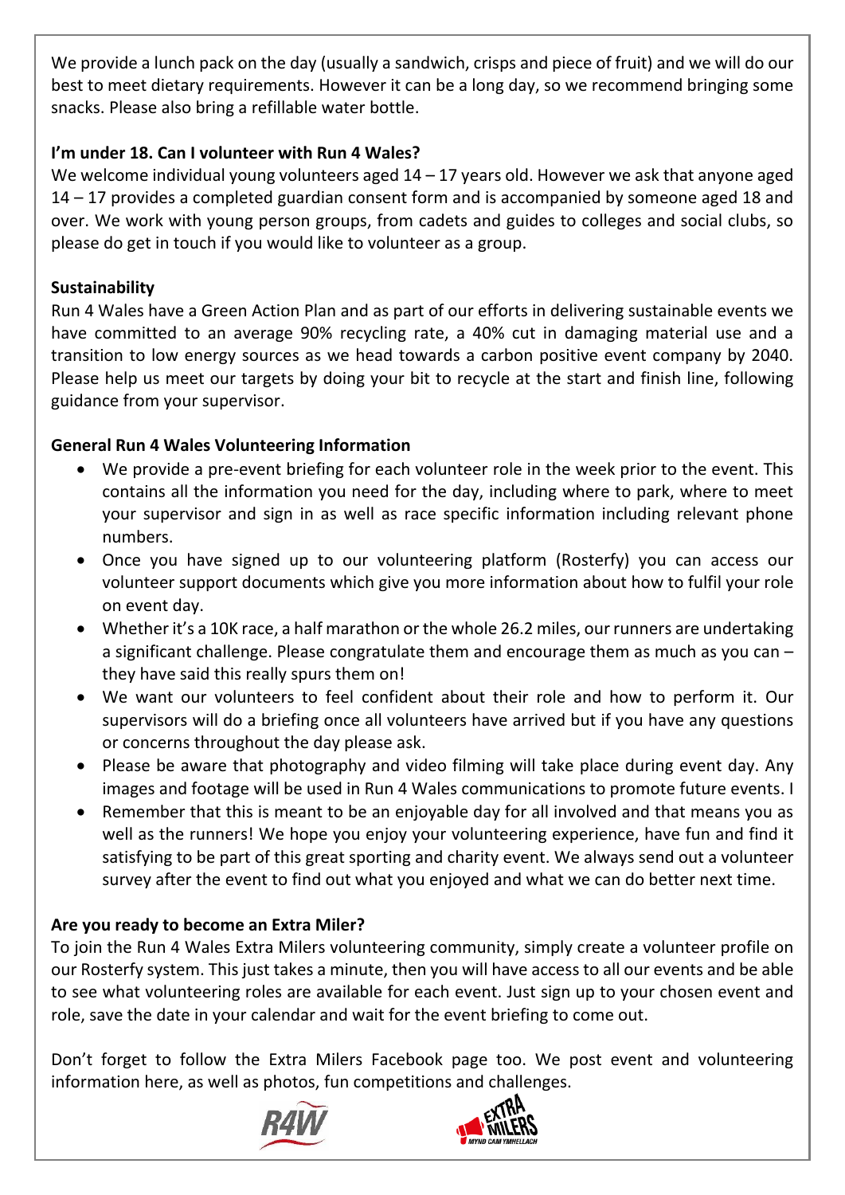We provide a lunch pack on the day (usually a sandwich, crisps and piece of fruit) and we will do our best to meet dietary requirements. However it can be a long day, so we recommend bringing some snacks. Please also bring a refillable water bottle.

**I'm under 18. Can I volunteer with Run 4 Wales?**

We welcome individual young volunteers aged 14 – 17 years old. However we ask that anyone aged 14 – 17 provides a completed guardian consent form and is accompanied by someone aged 18 and over. We work with young person groups, from cadets and guides to colleges and social clubs, so please do get in touch if you would like to volunteer as a group.

**Sustainability**

Run 4 Wales have a Green Action Plan and as part of our efforts in delivering sustainable events we have committed to an average 90% recycling rate, a 40% cut in damaging material use and a transition to low energy sources as we head towards a carbon positive event company by 2040. Please help us meet our targets by doing your bit to recycle at the start and finish line, following guidance from your supervisor.

**General Run 4 Wales Volunteering Information**

- We provide a pre-event briefing for each volunteer role in the week prior to the event. This contains all the information you need for the day, including where to park, where to meet your supervisor and sign in as well as race specific information including relevant phone numbers.
- Once you have signed up to our volunteering platform (Rosterfy) you can access our volunteer support documents which give you more information about how to fulfil your role on event day.
- Whether it's a 10K race, a half marathon or the whole 26.2 miles, our runners are undertaking a significant challenge. Please congratulate them and encourage them as much as you can – they have said this really spurs them on!
- We want our volunteers to feel confident about their role and how to perform it. Our supervisors will do a briefing once all volunteers have arrived but if you have any questions or concerns throughout the day please ask.
- Please be aware that photography and video filming will take place during event day. Any images and footage will be used in Run 4 Wales communications to promote future events. I
- Remember that this is meant to be an enjoyable day for all involved and that means you as well as the runners! We hope you enjoy your volunteering experience, have fun and find it satisfying to be part of this great sporting and charity event. We always send out a volunteer survey after the event to find out what you enjoyed and what we can do better next time.

**Are you ready to become an Extra Miler?**

To join the Run 4 Wales Extra Milers volunteering community, simply create a volunteer profile on our Rosterfy system. This just takes a minute, then you will have access to all our events and be able to see what volunteering roles are available for each event. Just sign up to your chosen event and role, save the date in your calendar and wait for the event briefing to come out.

Don't forget to follow the Extra Milers Facebook page too. We post event and volunteering information here, as well as photos, fun competitions and challenges.

R4W

EXTRA MILERS
MYND CAM YMHELLACH